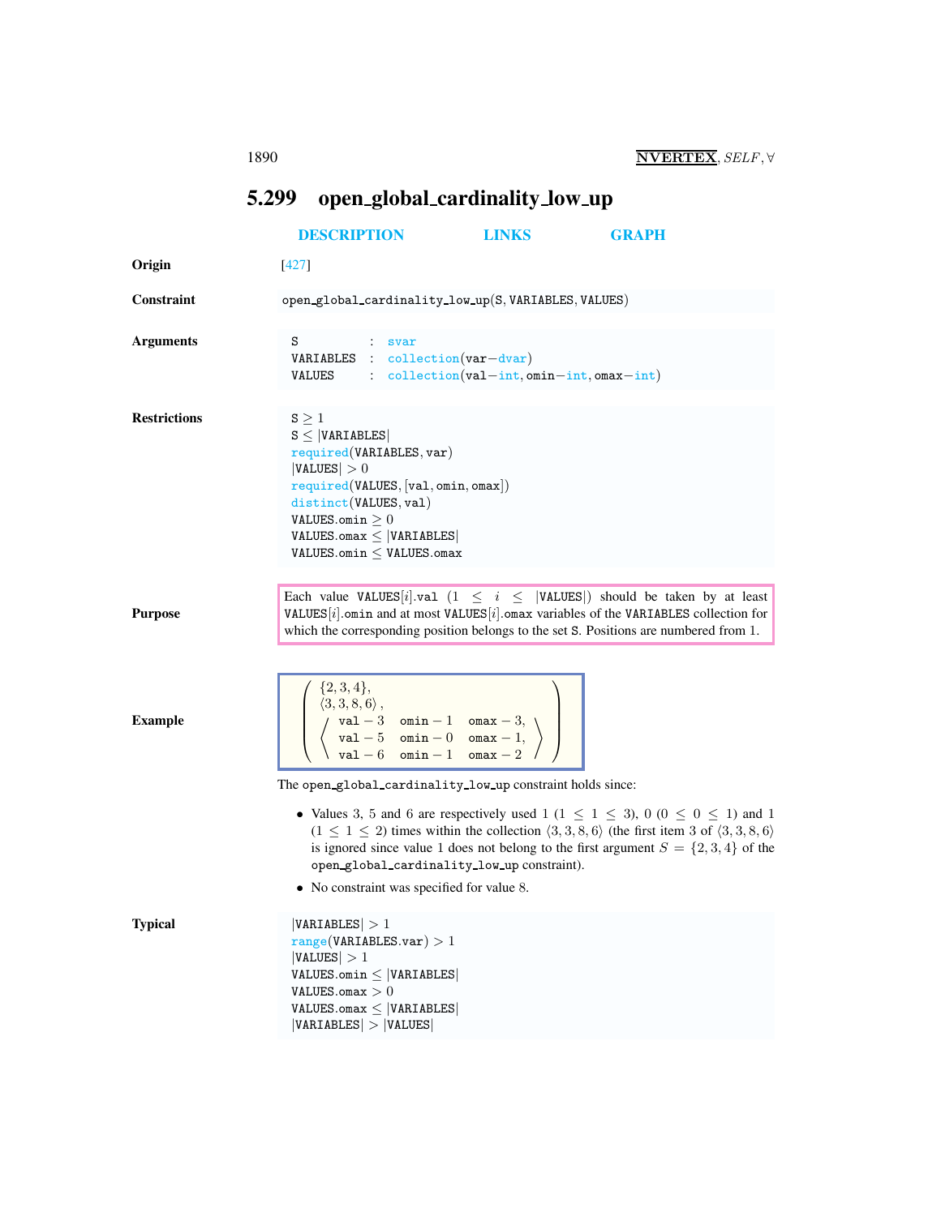## 5.299 open_global_cardinality_low_up

DESCRIPTION LINKS GRAPH

**Origin** [427]

**Constraint** open_global_cardinality_low_up(S, VARIABLES, VALUES)

**Arguments**

```
S         : svar
VARIABLES : collection(var-dvar)
VALUES    : collection(val-int, omin-int, omax-int)
```

**Restrictions**

$\texttt{S} \geq 1$
$\texttt{S} \leq |\texttt{VARIABLES}|$
required(VARIABLES, var)
$|\texttt{VALUES}| > 0$
required(VALUES, [val, omin, omax])
distinct(VALUES, val)
$\texttt{VALUES.omin} \geq 0$
$\texttt{VALUES.omax} \leq |\texttt{VARIABLES}|$
$\texttt{VALUES.omin} \leq \texttt{VALUES.omax}$

**Purpose**

Each value VALUES[$i$].val ($1 \leq i \leq |\texttt{VALUES}|$) should be taken by at least VALUES[$i$].omin and at most VALUES[$i$].omax variables of the VARIABLES collection for which the corresponding position belongs to the set S. Positions are numbered from 1.

**Example**

$$\left(\begin{array}{l} \{2,3,4\}, \\ \langle 3,3,8,6\rangle, \\ \left\langle \begin{array}{lll} \texttt{val}-3 & \texttt{omin}-1 & \texttt{omax}-3, \\ \texttt{val}-5 & \texttt{omin}-0 & \texttt{omax}-1, \\ \texttt{val}-6 & \texttt{omin}-1 & \texttt{omax}-2 \end{array} \right\rangle \end{array}\right)$$

The open_global_cardinality_low_up constraint holds since:

- Values 3, 5 and 6 are respectively used 1 ($1 \leq 1 \leq 3$), 0 ($0 \leq 0 \leq 1$) and 1 ($1 \leq 1 \leq 2$) times within the collection $\langle 3,3,8,6\rangle$ (the first item 3 of $\langle 3,3,8,6\rangle$ is ignored since value 1 does not belong to the first argument $S = \{2,3,4\}$ of the open_global_cardinality_low_up constraint).
- No constraint was specified for value 8.

**Typical**

$|\texttt{VARIABLES}| > 1$
$\texttt{range}(\texttt{VARIABLES.var}) > 1$
$|\texttt{VALUES}| > 1$
$\texttt{VALUES.omin} \leq |\texttt{VARIABLES}|$
$\texttt{VALUES.omax} > 0$
$\texttt{VALUES.omax} \leq |\texttt{VARIABLES}|$
$|\texttt{VARIABLES}| > |\texttt{VALUES}|$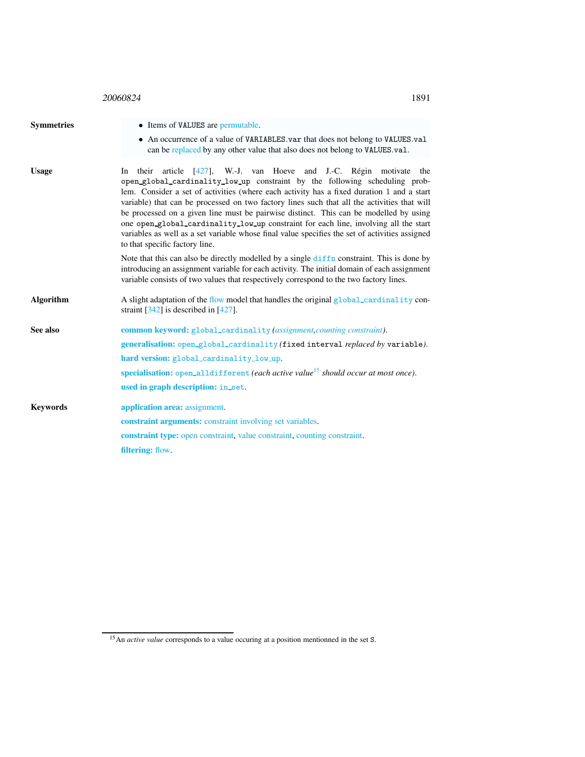**Symmetries**

- Items of VALUES are permutable.
- An occurrence of a value of VARIABLES.var that does not belong to VALUES.val can be replaced by any other value that also does not belong to VALUES.val.

**Usage**

In their article [427], W.-J. van Hoeve and J.-C. Régin motivate the open_global_cardinality_low_up constraint by the following scheduling problem. Consider a set of activities (where each activity has a fixed duration 1 and a start variable) that can be processed on two factory lines such that all the activities that will be processed on a given line must be pairwise distinct. This can be modelled by using one open_global_cardinality_low_up constraint for each line, involving all the start variables as well as a set variable whose final value specifies the set of activities assigned to that specific factory line.

Note that this can also be directly modelled by a single diffn constraint. This is done by introducing an assignment variable for each activity. The initial domain of each assignment variable consists of two values that respectively correspond to the two factory lines.

**Algorithm**

A slight adaptation of the flow model that handles the original global_cardinality constraint [342] is described in [427].

**See also**

**common keyword:** global_cardinality *(assignment,counting constraint)*.

**generalisation:** open_global_cardinality (fixed interval *replaced by* variable).

**hard version:** global_cardinality_low_up.

**specialisation:** open_alldifferent *(each active value*[15] *should occur at most once)*.

**used in graph description:** in_set.

**Keywords**

**application area:** assignment.

**constraint arguments:** constraint involving set variables.

**constraint type:** open constraint, value constraint, counting constraint.

**filtering:** flow.

[15] An *active value* corresponds to a value occuring at a position mentionned in the set S.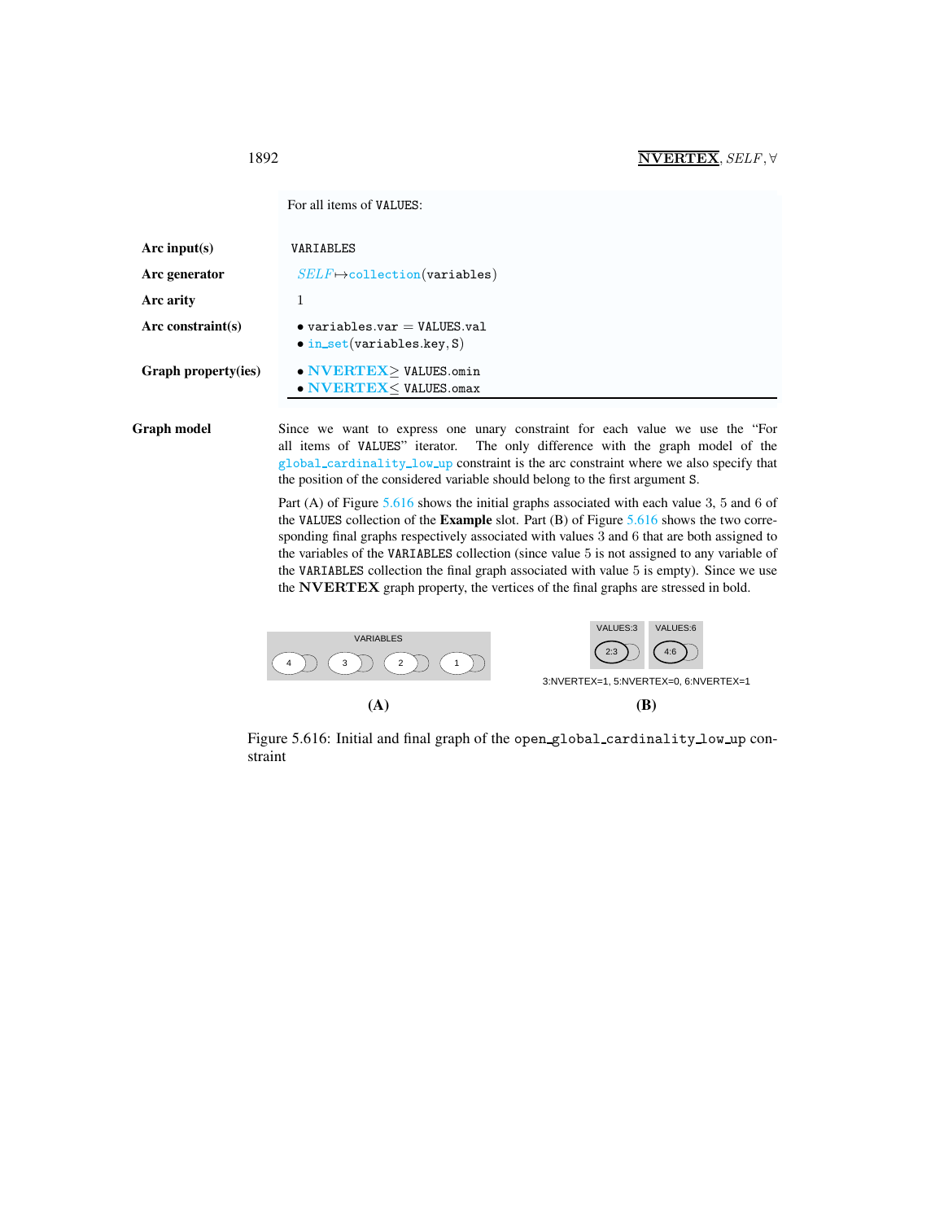For all items of VALUES:

| | |
|---|---|
| **Arc input(s)** | VARIABLES |
| **Arc generator** | *SELF* ↦ collection(variables) |
| **Arc arity** | 1 |
| **Arc constraint(s)** | • variables.var = VALUES.val<br>• in_set(variables.key, S) |
| **Graph property(ies)** | • **NVERTEX** ≥ VALUES.omin<br>• **NVERTEX** ≤ VALUES.omax |

**Graph model**

Since we want to express one unary constraint for each value we use the "For all items of VALUES" iterator. The only difference with the graph model of the global_cardinality_low_up constraint is the arc constraint where we also specify that the position of the considered variable should belong to the first argument S.

Part (A) of Figure 5.616 shows the initial graphs associated with each value 3, 5 and 6 of the VALUES collection of the **Example** slot. Part (B) of Figure 5.616 shows the two corresponding final graphs respectively associated with values 3 and 6 that are both assigned to the variables of the VARIABLES collection (since value 5 is not assigned to any variable of the VARIABLES collection the final graph associated with value 5 is empty). Since we use the **NVERTEX** graph property, the vertices of the final graphs are stressed in bold.

(A) VARIABLES: 4, 3, 2, 1

(B) VALUES:3 — 2:3; VALUES:6 — 4:6

3:NVERTEX=1, 5:NVERTEX=0, 6:NVERTEX=1

Figure 5.616: Initial and final graph of the open_global_cardinality_low_up constraint